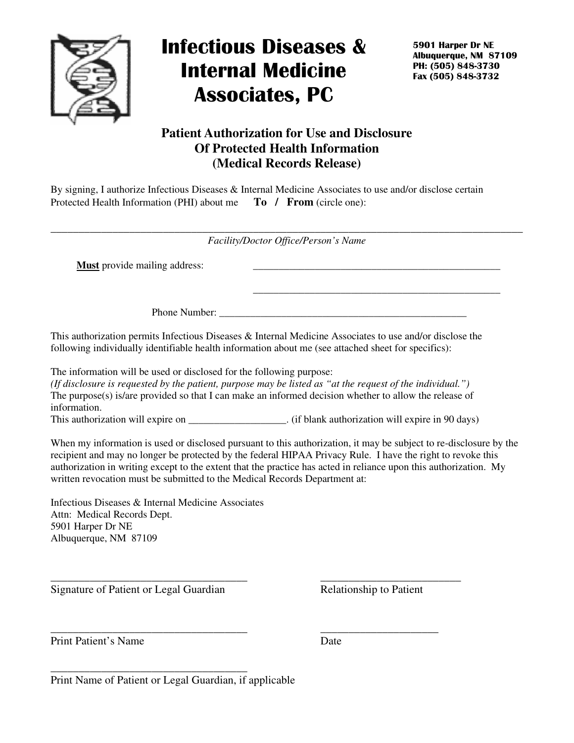# Infectious Diseases & Internal Medicine Associates, PC

**5901 Harper Dr NE**
**Albuquerque, NM 87109**
**PH: (505) 848-3730**
**Fax (505) 848-3732**

## Patient Authorization for Use and Disclosure Of Protected Health Information (Medical Records Release)

By signing, I authorize Infectious Diseases & Internal Medicine Associates to use and/or disclose certain Protected Health Information (PHI) about me **To / From** (circle one):

_______________________________________________________________________________

*Facility/Doctor Office/Person's Name*

**<u>Must</u>** provide mailing address: _______________________________________________

_______________________________________________

Phone Number: _______________________________________________

This authorization permits Infectious Diseases & Internal Medicine Associates to use and/or disclose the following individually identifiable health information about me (see attached sheet for specifics):

The information will be used or disclosed for the following purpose:
*(If disclosure is requested by the patient, purpose may be listed as "at the request of the individual.")*
The purpose(s) is/are provided so that I can make an informed decision whether to allow the release of information.
This authorization will expire on __________________. (if blank authorization will expire in 90 days)

When my information is used or disclosed pursuant to this authorization, it may be subject to re-disclosure by the recipient and may no longer be protected by the federal HIPAA Privacy Rule. I have the right to revoke this authorization in writing except to the extent that the practice has acted in reliance upon this authorization. My written revocation must be submitted to the Medical Records Department at:

Infectious Diseases & Internal Medicine Associates
Attn: Medical Records Dept.
5901 Harper Dr NE
Albuquerque, NM 87109

___________________________________ ___________________________
Signature of Patient or Legal Guardian Relationship to Patient

___________________________________ _____________________
Print Patient's Name Date

___________________________________
Print Name of Patient or Legal Guardian, if applicable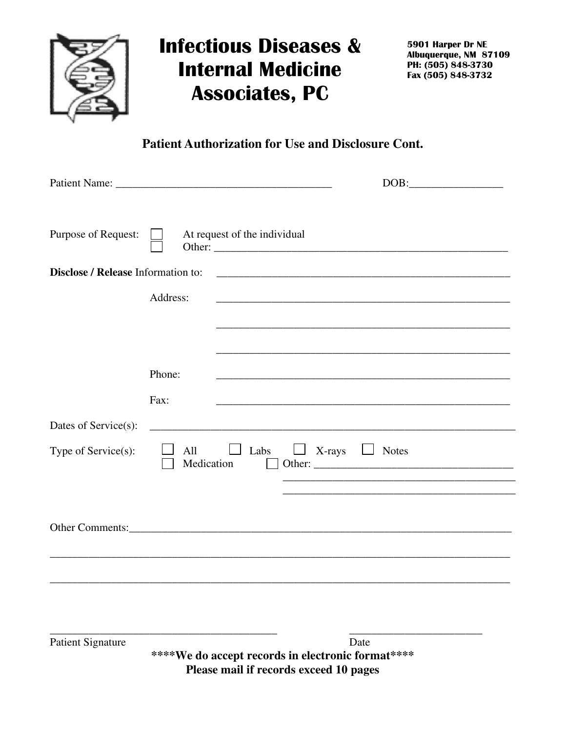# Infectious Diseases & Internal Medicine Associates, PC

**5901 Harper Dr NE**
**Albuquerque, NM 87109**
**PH: (505) 848-3730**
**Fax (505) 848-3732**

## Patient Authorization for Use and Disclosure Cont.

Patient Name: _______________________________________ DOB:________________

Purpose of Request: ☐ At request of the individual
☐ Other: ______________________________________________________

**Disclose / Release** Information to: ______________________________________________________

Address: ______________________________________________________

______________________________________________________

______________________________________________________

Phone: ______________________________________________________

Fax: ______________________________________________________

Dates of Service(s): ______________________________________________________________

Type of Service(s): ☐ All ☐ Labs ☐ X-rays ☐ Notes
☐ Medication ☐ Other: ___________________________________

__________________________________________

__________________________________________

Other Comments:_______________________________________________________________________

________________________________________________________________________________

________________________________________________________________________________

__________________________________________ ________________________
Patient Signature Date

**\*\*\*\*We do accept records in electronic format\*\*\*\***
**Please mail if records exceed 10 pages**